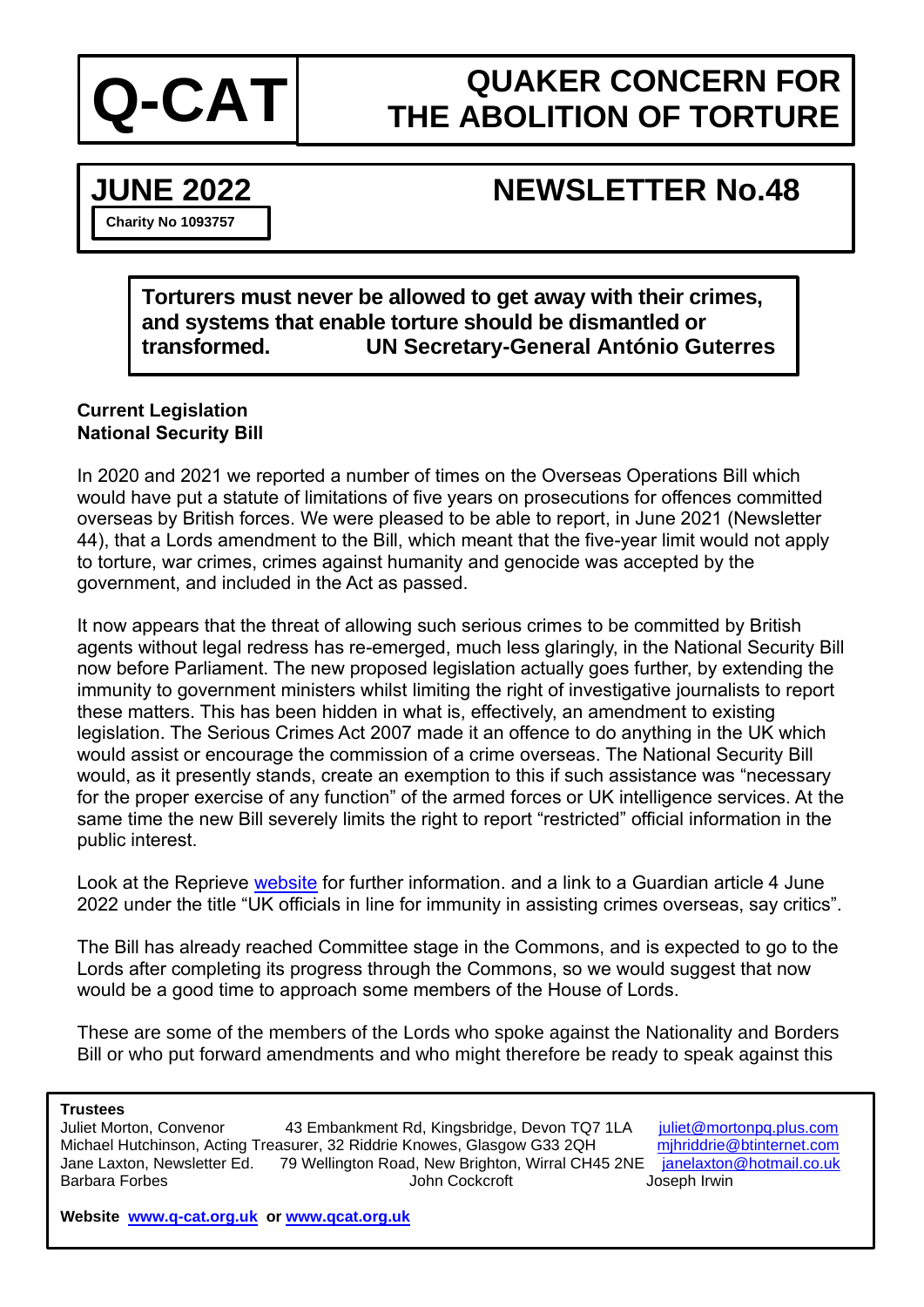# Q-CAT

# QUAKER CONCERN FOR THE ABOLITION OF TORTURE

## JUNE 2022 — NEWSLETTER No.48

Charity No 1093757

> **Torturers must never be allowed to get away with their crimes, and systems that enable torture should be dismantled or transformed.** — **UN Secretary-General António Guterres**

### Current Legislation
### National Security Bill

In 2020 and 2021 we reported a number of times on the Overseas Operations Bill which would have put a statute of limitations of five years on prosecutions for offences committed overseas by British forces. We were pleased to be able to report, in June 2021 (Newsletter 44), that a Lords amendment to the Bill, which meant that the five-year limit would not apply to torture, war crimes, crimes against humanity and genocide was accepted by the government, and included in the Act as passed.

It now appears that the threat of allowing such serious crimes to be committed by British agents without legal redress has re-emerged, much less glaringly, in the National Security Bill now before Parliament. The new proposed legislation actually goes further, by extending the immunity to government ministers whilst limiting the right of investigative journalists to report these matters. This has been hidden in what is, effectively, an amendment to existing legislation. The Serious Crimes Act 2007 made it an offence to do anything in the UK which would assist or encourage the commission of a crime overseas. The National Security Bill would, as it presently stands, create an exemption to this if such assistance was "necessary for the proper exercise of any function" of the armed forces or UK intelligence services. At the same time the new Bill severely limits the right to report "restricted" official information in the public interest.

Look at the Reprieve website for further information. and a link to a Guardian article 4 June 2022 under the title "UK officials in line for immunity in assisting crimes overseas, say critics".

The Bill has already reached Committee stage in the Commons, and is expected to go to the Lords after completing its progress through the Commons, so we would suggest that now would be a good time to approach some members of the House of Lords.

These are some of the members of the Lords who spoke against the Nationality and Borders Bill or who put forward amendments and who might therefore be ready to speak against this

**Trustees**

Juliet Morton, Convenor — 43 Embankment Rd, Kingsbridge, Devon TQ7 1LA — juliet@mortonpq.plus.com
Michael Hutchinson, Acting Treasurer, 32 Riddrie Knowes, Glasgow G33 2QH — mjhriddrie@btinternet.com
Jane Laxton, Newsletter Ed. — 79 Wellington Road, New Brighton, Wirral CH45 2NE — janelaxton@hotmail.co.uk
Barbara Forbes — John Cockcroft — Joseph Irwin

**Website** www.q-cat.org.uk **or** www.qcat.org.uk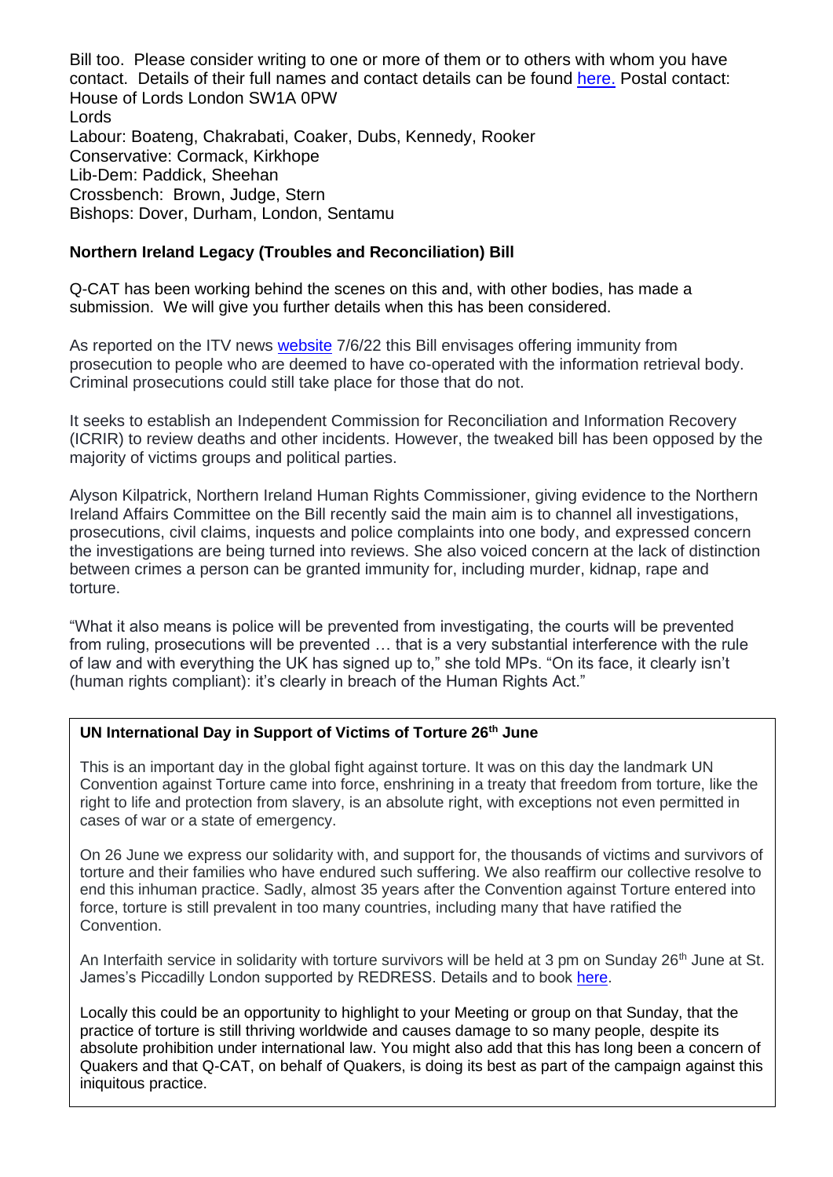Bill too. Please consider writing to one or more of them or to others with whom you have contact. Details of their full names and contact details can be found here. Postal contact: House of Lords London SW1A 0PW

Lords

Labour: Boateng, Chakrabati, Coaker, Dubs, Kennedy, Rooker
Conservative: Cormack, Kirkhope
Lib-Dem: Paddick, Sheehan
Crossbench: Brown, Judge, Stern
Bishops: Dover, Durham, London, Sentamu

**Northern Ireland Legacy (Troubles and Reconciliation) Bill**

Q-CAT has been working behind the scenes on this and, with other bodies, has made a submission. We will give you further details when this has been considered.

As reported on the ITV news website 7/6/22 this Bill envisages offering immunity from prosecution to people who are deemed to have co-operated with the information retrieval body. Criminal prosecutions could still take place for those that do not.

It seeks to establish an Independent Commission for Reconciliation and Information Recovery (ICRIR) to review deaths and other incidents. However, the tweaked bill has been opposed by the majority of victims groups and political parties.

Alyson Kilpatrick, Northern Ireland Human Rights Commissioner, giving evidence to the Northern Ireland Affairs Committee on the Bill recently said the main aim is to channel all investigations, prosecutions, civil claims, inquests and police complaints into one body, and expressed concern the investigations are being turned into reviews. She also voiced concern at the lack of distinction between crimes a person can be granted immunity for, including murder, kidnap, rape and torture.

"What it also means is police will be prevented from investigating, the courts will be prevented from ruling, prosecutions will be prevented … that is a very substantial interference with the rule of law and with everything the UK has signed up to," she told MPs. "On its face, it clearly isn't (human rights compliant): it's clearly in breach of the Human Rights Act."

**UN International Day in Support of Victims of Torture 26th June**

This is an important day in the global fight against torture. It was on this day the landmark UN Convention against Torture came into force, enshrining in a treaty that freedom from torture, like the right to life and protection from slavery, is an absolute right, with exceptions not even permitted in cases of war or a state of emergency.

On 26 June we express our solidarity with, and support for, the thousands of victims and survivors of torture and their families who have endured such suffering. We also reaffirm our collective resolve to end this inhuman practice. Sadly, almost 35 years after the Convention against Torture entered into force, torture is still prevalent in too many countries, including many that have ratified the Convention.

An Interfaith service in solidarity with torture survivors will be held at 3 pm on Sunday 26th June at St. James's Piccadilly London supported by REDRESS. Details and to book here.

Locally this could be an opportunity to highlight to your Meeting or group on that Sunday, that the practice of torture is still thriving worldwide and causes damage to so many people, despite its absolute prohibition under international law. You might also add that this has long been a concern of Quakers and that Q-CAT, on behalf of Quakers, is doing its best as part of the campaign against this iniquitous practice.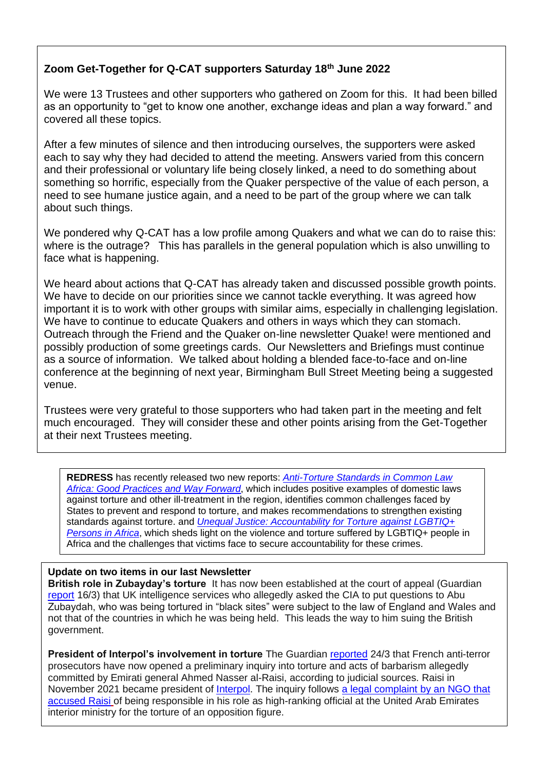## Zoom Get-Together for Q-CAT supporters Saturday 18th June 2022

We were 13 Trustees and other supporters who gathered on Zoom for this. It had been billed as an opportunity to "get to know one another, exchange ideas and plan a way forward." and covered all these topics.

After a few minutes of silence and then introducing ourselves, the supporters were asked each to say why they had decided to attend the meeting. Answers varied from this concern and their professional or voluntary life being closely linked, a need to do something about something so horrific, especially from the Quaker perspective of the value of each person, a need to see humane justice again, and a need to be part of the group where we can talk about such things.

We pondered why Q-CAT has a low profile among Quakers and what we can do to raise this: where is the outrage? This has parallels in the general population which is also unwilling to face what is happening.

We heard about actions that Q-CAT has already taken and discussed possible growth points. We have to decide on our priorities since we cannot tackle everything. It was agreed how important it is to work with other groups with similar aims, especially in challenging legislation. We have to continue to educate Quakers and others in ways which they can stomach. Outreach through the Friend and the Quaker on-line newsletter Quake! were mentioned and possibly production of some greetings cards. Our Newsletters and Briefings must continue as a source of information. We talked about holding a blended face-to-face and on-line conference at the beginning of next year, Birmingham Bull Street Meeting being a suggested venue.

Trustees were very grateful to those supporters who had taken part in the meeting and felt much encouraged. They will consider these and other points arising from the Get-Together at their next Trustees meeting.

---

**REDRESS** has recently released two new reports: *Anti-Torture Standards in Common Law Africa: Good Practices and Way Forward*, which includes positive examples of domestic laws against torture and other ill-treatment in the region, identifies common challenges faced by States to prevent and respond to torture, and makes recommendations to strengthen existing standards against torture. and *Unequal Justice: Accountability for Torture against LGBTIQ+ Persons in Africa*, which sheds light on the violence and torture suffered by LGBTIQ+ people in Africa and the challenges that victims face to secure accountability for these crimes.

---

**Update on two items in our last Newsletter**

**British role in Zubayday's torture** It has now been established at the court of appeal (Guardian report 16/3) that UK intelligence services who allegedly asked the CIA to put questions to Abu Zubaydah, who was being tortured in "black sites" were subject to the law of England and Wales and not that of the countries in which he was being held. This leads the way to him suing the British government.

**President of Interpol's involvement in torture** The Guardian reported 24/3 that French anti-terror prosecutors have now opened a preliminary inquiry into torture and acts of barbarism allegedly committed by Emirati general Ahmed Nasser al-Raisi, according to judicial sources. Raisi in November 2021 became president of Interpol. The inquiry follows a legal complaint by an NGO that accused Raisi of being responsible in his role as high-ranking official at the United Arab Emirates interior ministry for the torture of an opposition figure.